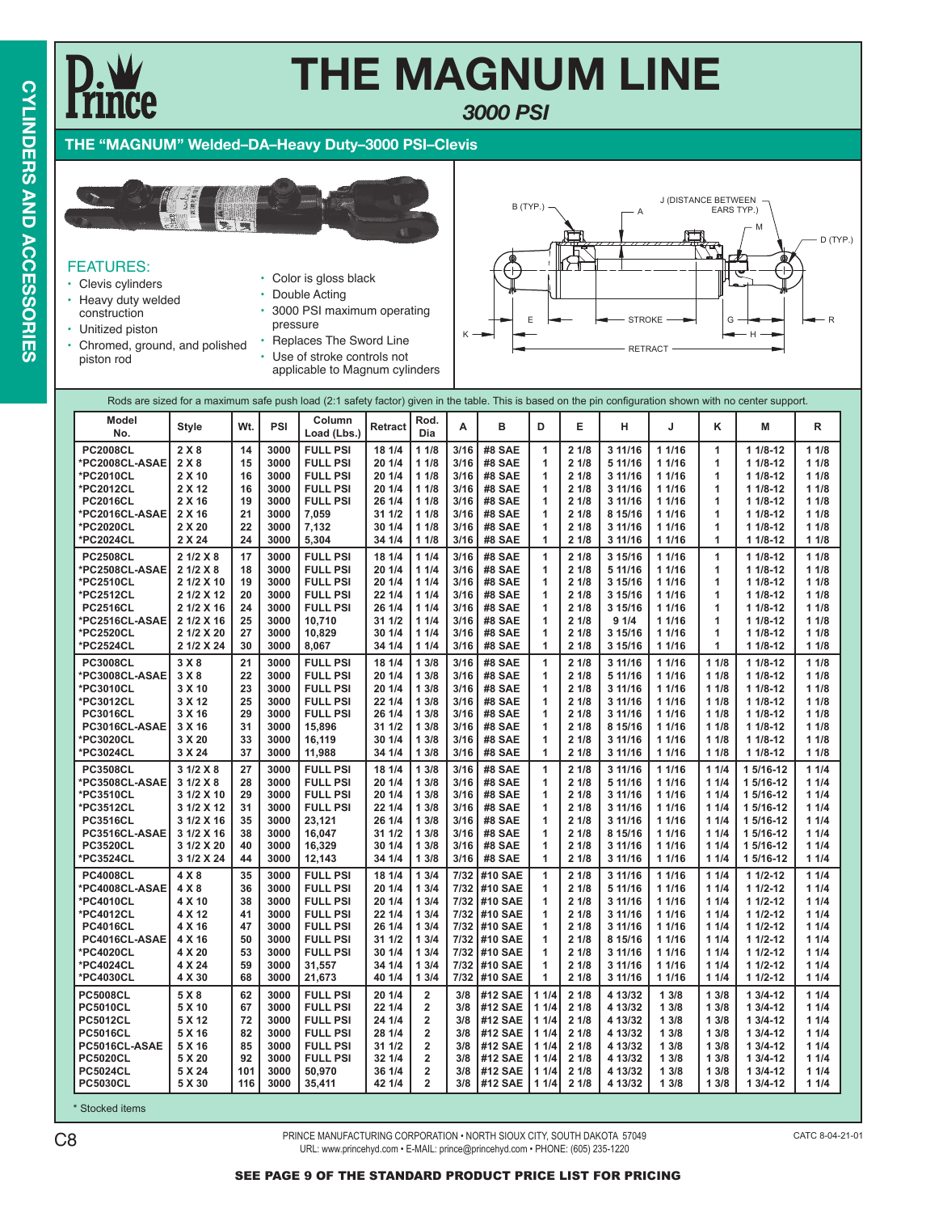# THE MAGNUM LINE

### *3000 PSI*

## THE "MAGNUM" Welded–DA–Heavy Duty–3000 PSI–Clevis

FEATURES:

- Clevis cylinders
- Heavy duty welded construction
- Unitized piston
- Chromed, ground, and polished piston rod
- Color is gloss black
- Double Acting
- 3000 PSI maximum operating pressure
- Replaces The Sword Line
- Use of stroke controls not applicable to Magnum cylinders

B (TYP.) J (DISTANCE BETWEEN EARS TYP.) A M D (TYP.) K E STROKE G H R RETRACT

Rods are sized for a maximum safe push load (2:1 safety factor) given in the table. This is based on the pin configuration shown with no center support.

| Model No. | Style | Wt. | PSI | Column Load (Lbs.) | Retract | Rod. Dia | A | B | D | E | H | J | K | M | R |
|---|---|---|---|---|---|---|---|---|---|---|---|---|---|---|---|
| PC2008CL | 2 X 8 | 14 | 3000 | FULL PSI | 18 1/4 | 1 1/8 | 3/16 | #8 SAE | 1 | 2 1/8 | 3 11/16 | 1 1/16 | 1 | 1 1/8-12 | 1 1/8 |
| *PC2008CL-ASAE | 2 X 8 | 15 | 3000 | FULL PSI | 20 1/4 | 1 1/8 | 3/16 | #8 SAE | 1 | 2 1/8 | 5 11/16 | 1 1/16 | 1 | 1 1/8-12 | 1 1/8 |
| *PC2010CL | 2 X 10 | 16 | 3000 | FULL PSI | 20 1/4 | 1 1/8 | 3/16 | #8 SAE | 1 | 2 1/8 | 3 11/16 | 1 1/16 | 1 | 1 1/8-12 | 1 1/8 |
| *PC2012CL | 2 X 12 | 16 | 3000 | FULL PSI | 20 1/4 | 1 1/8 | 3/16 | #8 SAE | 1 | 2 1/8 | 3 11/16 | 1 1/16 | 1 | 1 1/8-12 | 1 1/8 |
| PC2016CL | 2 X 16 | 19 | 3000 | FULL PSI | 26 1/4 | 1 1/8 | 3/16 | #8 SAE | 1 | 2 1/8 | 3 11/16 | 1 1/16 | 1 | 1 1/8-12 | 1 1/8 |
| *PC2016CL-ASAE | 2 X 16 | 21 | 3000 | 7,059 | 31 1/2 | 1 1/8 | 3/16 | #8 SAE | 1 | 2 1/8 | 8 15/16 | 1 1/16 | 1 | 1 1/8-12 | 1 1/8 |
| *PC2020CL | 2 X 20 | 22 | 3000 | 7,132 | 30 1/4 | 1 1/8 | 3/16 | #8 SAE | 1 | 2 1/8 | 3 11/16 | 1 1/16 | 1 | 1 1/8-12 | 1 1/8 |
| *PC2024CL | 2 X 24 | 24 | 3000 | 5,304 | 34 1/4 | 1 1/8 | 3/16 | #8 SAE | 1 | 2 1/8 | 3 11/16 | 1 1/16 | 1 | 1 1/8-12 | 1 1/8 |
| PC2508CL | 2 1/2 X 8 | 17 | 3000 | FULL PSI | 18 1/4 | 1 1/4 | 3/16 | #8 SAE | 1 | 2 1/8 | 3 15/16 | 1 1/16 | 1 | 1 1/8-12 | 1 1/8 |
| *PC2508CL-ASAE | 2 1/2 X 8 | 18 | 3000 | FULL PSI | 20 1/4 | 1 1/4 | 3/16 | #8 SAE | 1 | 2 1/8 | 5 11/16 | 1 1/16 | 1 | 1 1/8-12 | 1 1/8 |
| *PC2510CL | 2 1/2 X 10 | 19 | 3000 | FULL PSI | 20 1/4 | 1 1/4 | 3/16 | #8 SAE | 1 | 2 1/8 | 3 15/16 | 1 1/16 | 1 | 1 1/8-12 | 1 1/8 |
| *PC2512CL | 2 1/2 X 12 | 20 | 3000 | FULL PSI | 22 1/4 | 1 1/4 | 3/16 | #8 SAE | 1 | 2 1/8 | 3 15/16 | 1 1/16 | 1 | 1 1/8-12 | 1 1/8 |
| PC2516CL | 2 1/2 X 16 | 24 | 3000 | FULL PSI | 26 1/4 | 1 1/4 | 3/16 | #8 SAE | 1 | 2 1/8 | 3 15/16 | 1 1/16 | 1 | 1 1/8-12 | 1 1/8 |
| *PC2516CL-ASAE | 2 1/2 X 16 | 25 | 3000 | 10,710 | 31 1/2 | 1 1/4 | 3/16 | #8 SAE | 1 | 2 1/8 | 9 1/4 | 1 1/16 | 1 | 1 1/8-12 | 1 1/8 |
| *PC2520CL | 2 1/2 X 20 | 27 | 3000 | 10,829 | 30 1/4 | 1 1/4 | 3/16 | #8 SAE | 1 | 2 1/8 | 3 15/16 | 1 1/16 | 1 | 1 1/8-12 | 1 1/8 |
| *PC2524CL | 2 1/2 X 24 | 30 | 3000 | 8,067 | 34 1/4 | 1 1/4 | 3/16 | #8 SAE | 1 | 2 1/8 | 3 15/16 | 1 1/16 | 1 | 1 1/8-12 | 1 1/8 |
| PC3008CL | 3 X 8 | 21 | 3000 | FULL PSI | 18 1/4 | 1 3/8 | 3/16 | #8 SAE | 1 | 2 1/8 | 3 11/16 | 1 1/16 | 1 1/8 | 1 1/8-12 | 1 1/8 |
| *PC3008CL-ASAE | 3 X 8 | 22 | 3000 | FULL PSI | 20 1/4 | 1 3/8 | 3/16 | #8 SAE | 1 | 2 1/8 | 5 11/16 | 1 1/16 | 1 1/8 | 1 1/8-12 | 1 1/8 |
| *PC3010CL | 3 X 10 | 23 | 3000 | FULL PSI | 20 1/4 | 1 3/8 | 3/16 | #8 SAE | 1 | 2 1/8 | 3 11/16 | 1 1/16 | 1 1/8 | 1 1/8-12 | 1 1/8 |
| *PC3012CL | 3 X 12 | 25 | 3000 | FULL PSI | 22 1/4 | 1 3/8 | 3/16 | #8 SAE | 1 | 2 1/8 | 3 11/16 | 1 1/16 | 1 1/8 | 1 1/8-12 | 1 1/8 |
| PC3016CL | 3 X 16 | 29 | 3000 | FULL PSI | 26 1/4 | 1 3/8 | 3/16 | #8 SAE | 1 | 2 1/8 | 3 11/16 | 1 1/16 | 1 1/8 | 1 1/8-12 | 1 1/8 |
| PC3016CL-ASAE | 3 X 16 | 31 | 3000 | 15,896 | 31 1/2 | 1 3/8 | 3/16 | #8 SAE | 1 | 2 1/8 | 8 15/16 | 1 1/16 | 1 1/8 | 1 1/8-12 | 1 1/8 |
| *PC3020CL | 3 X 20 | 33 | 3000 | 16,119 | 30 1/4 | 1 3/8 | 3/16 | #8 SAE | 1 | 2 1/8 | 3 11/16 | 1 1/16 | 1 1/8 | 1 1/8-12 | 1 1/8 |
| *PC3024CL | 3 X 24 | 37 | 3000 | 11,988 | 34 1/4 | 1 3/8 | 3/16 | #8 SAE | 1 | 2 1/8 | 3 11/16 | 1 1/16 | 1 1/8 | 1 1/8-12 | 1 1/8 |
| PC3508CL | 3 1/2 X 8 | 27 | 3000 | FULL PSI | 18 1/4 | 1 3/8 | 3/16 | #8 SAE | 1 | 2 1/8 | 3 11/16 | 1 1/16 | 1 1/4 | 1 5/16-12 | 1 1/4 |
| *PC3508CL-ASAE | 3 1/2 X 8 | 28 | 3000 | FULL PSI | 20 1/4 | 1 3/8 | 3/16 | #8 SAE | 1 | 2 1/8 | 5 11/16 | 1 1/16 | 1 1/4 | 1 5/16-12 | 1 1/4 |
| *PC3510CL | 3 1/2 X 10 | 29 | 3000 | FULL PSI | 20 1/4 | 1 3/8 | 3/16 | #8 SAE | 1 | 2 1/8 | 3 11/16 | 1 1/16 | 1 1/4 | 1 5/16-12 | 1 1/4 |
| *PC3512CL | 3 1/2 X 12 | 31 | 3000 | FULL PSI | 22 1/4 | 1 3/8 | 3/16 | #8 SAE | 1 | 2 1/8 | 3 11/16 | 1 1/16 | 1 1/4 | 1 5/16-12 | 1 1/4 |
| PC3516CL | 3 1/2 X 16 | 35 | 3000 | 23,121 | 26 1/4 | 1 3/8 | 3/16 | #8 SAE | 1 | 2 1/8 | 3 11/16 | 1 1/16 | 1 1/4 | 1 5/16-12 | 1 1/4 |
| PC3516CL-ASAE | 3 1/2 X 16 | 38 | 3000 | 16,047 | 31 1/2 | 1 3/8 | 3/16 | #8 SAE | 1 | 2 1/8 | 8 15/16 | 1 1/16 | 1 1/4 | 1 5/16-12 | 1 1/4 |
| PC3520CL | 3 1/2 X 20 | 40 | 3000 | 16,329 | 30 1/4 | 1 3/8 | 3/16 | #8 SAE | 1 | 2 1/8 | 3 11/16 | 1 1/16 | 1 1/4 | 1 5/16-12 | 1 1/4 |
| *PC3524CL | 3 1/2 X 24 | 44 | 3000 | 12,143 | 34 1/4 | 1 3/8 | 3/16 | #8 SAE | 1 | 2 1/8 | 3 11/16 | 1 1/16 | 1 1/4 | 1 5/16-12 | 1 1/4 |
| PC4008CL | 4 X 8 | 35 | 3000 | FULL PSI | 18 1/4 | 1 3/4 | 7/32 | #10 SAE | 1 | 2 1/8 | 3 11/16 | 1 1/16 | 1 1/4 | 1 1/2-12 | 1 1/4 |
| *PC4008CL-ASAE | 4 X 8 | 36 | 3000 | FULL PSI | 20 1/4 | 1 3/4 | 7/32 | #10 SAE | 1 | 2 1/8 | 5 11/16 | 1 1/16 | 1 1/4 | 1 1/2-12 | 1 1/4 |
| *PC4010CL | 4 X 10 | 38 | 3000 | FULL PSI | 20 1/4 | 1 3/4 | 7/32 | #10 SAE | 1 | 2 1/8 | 3 11/16 | 1 1/16 | 1 1/4 | 1 1/2-12 | 1 1/4 |
| *PC4012CL | 4 X 12 | 41 | 3000 | FULL PSI | 22 1/4 | 1 3/4 | 7/32 | #10 SAE | 1 | 2 1/8 | 3 11/16 | 1 1/16 | 1 1/4 | 1 1/2-12 | 1 1/4 |
| PC4016CL | 4 X 16 | 47 | 3000 | FULL PSI | 26 1/4 | 1 3/4 | 7/32 | #10 SAE | 1 | 2 1/8 | 3 11/16 | 1 1/16 | 1 1/4 | 1 1/2-12 | 1 1/4 |
| PC4016CL-ASAE | 4 X 16 | 50 | 3000 | FULL PSI | 31 1/2 | 1 3/4 | 7/32 | #10 SAE | 1 | 2 1/8 | 8 15/16 | 1 1/16 | 1 1/4 | 1 1/2-12 | 1 1/4 |
| *PC4020CL | 4 X 20 | 53 | 3000 | FULL PSI | 30 1/4 | 1 3/4 | 7/32 | #10 SAE | 1 | 2 1/8 | 3 11/16 | 1 1/16 | 1 1/4 | 1 1/2-12 | 1 1/4 |
| *PC4024CL | 4 X 24 | 59 | 3000 | 31,557 | 34 1/4 | 1 3/4 | 7/32 | #10 SAE | 1 | 2 1/8 | 3 11/16 | 1 1/16 | 1 1/4 | 1 1/2-12 | 1 1/4 |
| *PC4030CL | 4 X 30 | 68 | 3000 | 21,673 | 40 1/4 | 1 3/4 | 7/32 | #10 SAE | 1 | 2 1/8 | 3 11/16 | 1 1/16 | 1 1/4 | 1 1/2-12 | 1 1/4 |
| PC5008CL | 5 X 8 | 62 | 3000 | FULL PSI | 20 1/4 | 2 | 3/8 | #12 SAE | 1 1/4 | 2 1/8 | 4 13/32 | 1 3/8 | 1 3/8 | 1 3/4-12 | 1 1/4 |
| PC5010CL | 5 X 10 | 67 | 3000 | FULL PSI | 22 1/4 | 2 | 3/8 | #12 SAE | 1 1/4 | 2 1/8 | 4 13/32 | 1 3/8 | 1 3/8 | 1 3/4-12 | 1 1/4 |
| PC5012CL | 5 X 12 | 72 | 3000 | FULL PSI | 24 1/4 | 2 | 3/8 | #12 SAE | 1 1/4 | 2 1/8 | 4 13/32 | 1 3/8 | 1 3/8 | 1 3/4-12 | 1 1/4 |
| PC5016CL | 5 X 16 | 82 | 3000 | FULL PSI | 28 1/4 | 2 | 3/8 | #12 SAE | 1 1/4 | 2 1/8 | 4 13/32 | 1 3/8 | 1 3/8 | 1 3/4-12 | 1 1/4 |
| PC5016CL-ASAE | 5 X 16 | 85 | 3000 | FULL PSI | 31 1/2 | 2 | 3/8 | #12 SAE | 1 1/4 | 2 1/8 | 4 13/32 | 1 3/8 | 1 3/8 | 1 3/4-12 | 1 1/4 |
| PC5020CL | 5 X 20 | 92 | 3000 | FULL PSI | 32 1/4 | 2 | 3/8 | #12 SAE | 1 1/4 | 2 1/8 | 4 13/32 | 1 3/8 | 1 3/8 | 1 3/4-12 | 1 1/4 |
| PC5024CL | 5 X 24 | 101 | 3000 | 50,970 | 36 1/4 | 2 | 3/8 | #12 SAE | 1 1/4 | 2 1/8 | 4 13/32 | 1 3/8 | 1 3/8 | 1 3/4-12 | 1 1/4 |
| PC5030CL | 5 X 30 | 116 | 3000 | 35,411 | 42 1/4 | 2 | 3/8 | #12 SAE | 1 1/4 | 2 1/8 | 4 13/32 | 1 3/8 | 1 3/8 | 1 3/4-12 | 1 1/4 |

\* Stocked items

PRINCE MANUFACTURING CORPORATION • NORTH SIOUX CITY, SOUTH DAKOTA 57049
URL: www.princehyd.com • E-MAIL: prince@princehyd.com • PHONE: (605) 235-1220

CATC 8-04-21-01

**SEE PAGE 9 OF THE STANDARD PRODUCT PRICE LIST FOR PRICING**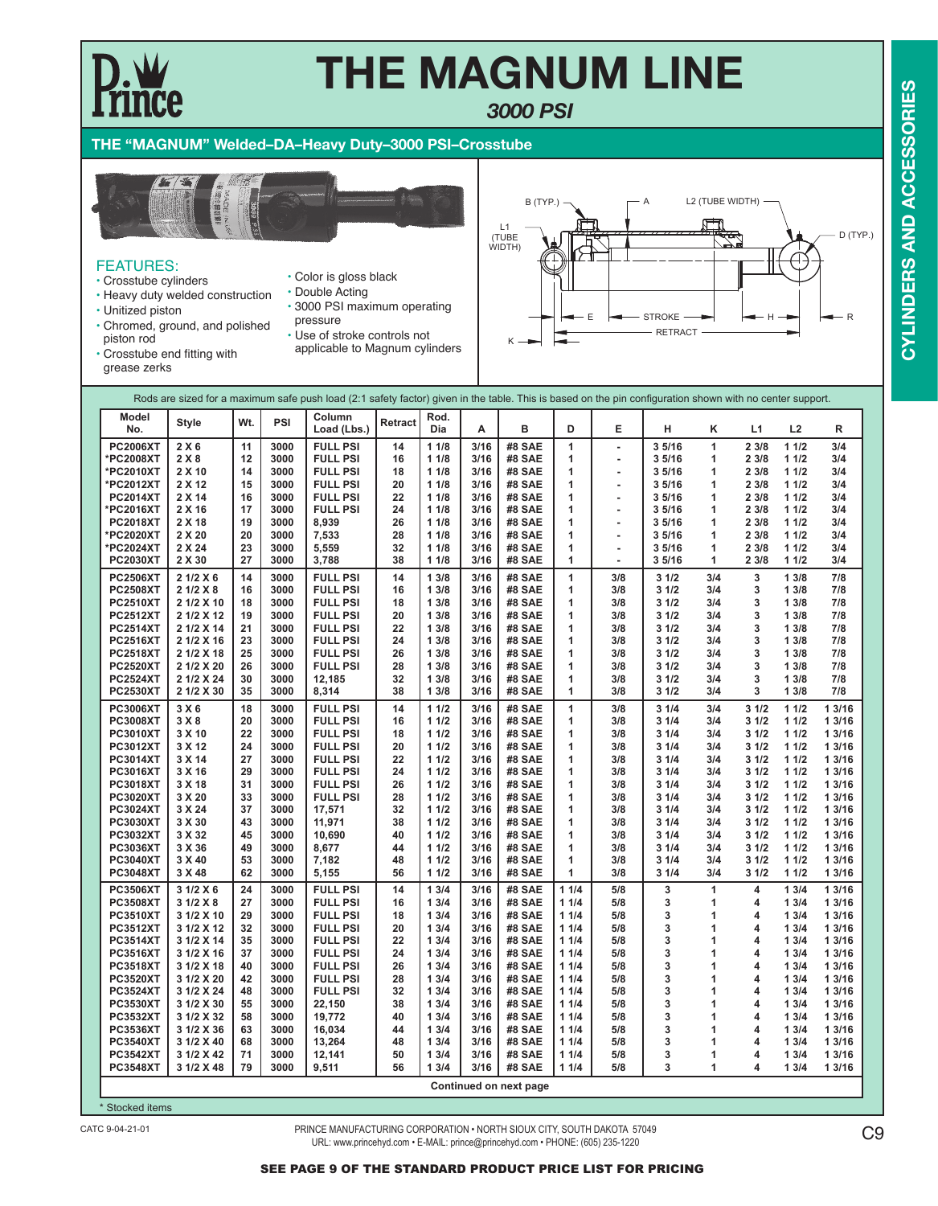# THE MAGNUM LINE

*3000 PSI*

## THE "MAGNUM" Welded–DA–Heavy Duty–3000 PSI–Crosstube

### FEATURES:

- Crosstube cylinders
- Heavy duty welded construction
- Unitized piston
- Chromed, ground, and polished piston rod
- Crosstube end fitting with grease zerks
- Color is gloss black
- Double Acting
- 3000 PSI maximum operating pressure
- Use of stroke controls not applicable to Magnum cylinders

Rods are sized for a maximum safe push load (2:1 safety factor) given in the table. This is based on the pin configuration shown with no center support.

| Model No. | Style | Wt. | PSI | Column Load (Lbs.) | Retract | Rod. Dia | A | B | D | E | H | K | L1 | L2 | R |
|---|---|---|---|---|---|---|---|---|---|---|---|---|---|---|---|
| PC2006XT | 2 X 6 | 11 | 3000 | FULL PSI | 14 | 1 1/8 | 3/16 | #8 SAE | 1 | - | 3 5/16 | 1 | 2 3/8 | 1 1/2 | 3/4 |
| *PC2008XT | 2 X 8 | 12 | 3000 | FULL PSI | 16 | 1 1/8 | 3/16 | #8 SAE | 1 | - | 3 5/16 | 1 | 2 3/8 | 1 1/2 | 3/4 |
| *PC2010XT | 2 X 10 | 14 | 3000 | FULL PSI | 18 | 1 1/8 | 3/16 | #8 SAE | 1 | - | 3 5/16 | 1 | 2 3/8 | 1 1/2 | 3/4 |
| *PC2012XT | 2 X 12 | 15 | 3000 | FULL PSI | 20 | 1 1/8 | 3/16 | #8 SAE | 1 | - | 3 5/16 | 1 | 2 3/8 | 1 1/2 | 3/4 |
| PC2014XT | 2 X 14 | 16 | 3000 | FULL PSI | 22 | 1 1/8 | 3/16 | #8 SAE | 1 | - | 3 5/16 | 1 | 2 3/8 | 1 1/2 | 3/4 |
| *PC2016XT | 2 X 16 | 17 | 3000 | FULL PSI | 24 | 1 1/8 | 3/16 | #8 SAE | 1 | - | 3 5/16 | 1 | 2 3/8 | 1 1/2 | 3/4 |
| PC2018XT | 2 X 18 | 19 | 3000 | 8,939 | 26 | 1 1/8 | 3/16 | #8 SAE | 1 | - | 3 5/16 | 1 | 2 3/8 | 1 1/2 | 3/4 |
| *PC2020XT | 2 X 20 | 20 | 3000 | 7,533 | 28 | 1 1/8 | 3/16 | #8 SAE | 1 | - | 3 5/16 | 1 | 2 3/8 | 1 1/2 | 3/4 |
| *PC2024XT | 2 X 24 | 23 | 3000 | 5,559 | 32 | 1 1/8 | 3/16 | #8 SAE | 1 | - | 3 5/16 | 1 | 2 3/8 | 1 1/2 | 3/4 |
| PC2030XT | 2 X 30 | 27 | 3000 | 3,788 | 38 | 1 1/8 | 3/16 | #8 SAE | 1 | - | 3 5/16 | 1 | 2 3/8 | 1 1/2 | 3/4 |
| PC2506XT | 2 1/2 X 6 | 14 | 3000 | FULL PSI | 14 | 1 3/8 | 3/16 | #8 SAE | 1 | 3/8 | 3 1/2 | 3/4 | 3 | 1 3/8 | 7/8 |
| PC2508XT | 2 1/2 X 8 | 16 | 3000 | FULL PSI | 16 | 1 3/8 | 3/16 | #8 SAE | 1 | 3/8 | 3 1/2 | 3/4 | 3 | 1 3/8 | 7/8 |
| PC2510XT | 2 1/2 X 10 | 18 | 3000 | FULL PSI | 18 | 1 3/8 | 3/16 | #8 SAE | 1 | 3/8 | 3 1/2 | 3/4 | 3 | 1 3/8 | 7/8 |
| PC2512XT | 2 1/2 X 12 | 19 | 3000 | FULL PSI | 20 | 1 3/8 | 3/16 | #8 SAE | 1 | 3/8 | 3 1/2 | 3/4 | 3 | 1 3/8 | 7/8 |
| PC2514XT | 2 1/2 X 14 | 21 | 3000 | FULL PSI | 22 | 1 3/8 | 3/16 | #8 SAE | 1 | 3/8 | 3 1/2 | 3/4 | 3 | 1 3/8 | 7/8 |
| PC2516XT | 2 1/2 X 16 | 23 | 3000 | FULL PSI | 24 | 1 3/8 | 3/16 | #8 SAE | 1 | 3/8 | 3 1/2 | 3/4 | 3 | 1 3/8 | 7/8 |
| PC2518XT | 2 1/2 X 18 | 25 | 3000 | FULL PSI | 26 | 1 3/8 | 3/16 | #8 SAE | 1 | 3/8 | 3 1/2 | 3/4 | 3 | 1 3/8 | 7/8 |
| PC2520XT | 2 1/2 X 20 | 26 | 3000 | FULL PSI | 28 | 1 3/8 | 3/16 | #8 SAE | 1 | 3/8 | 3 1/2 | 3/4 | 3 | 1 3/8 | 7/8 |
| PC2524XT | 2 1/2 X 24 | 30 | 3000 | 12,185 | 32 | 1 3/8 | 3/16 | #8 SAE | 1 | 3/8 | 3 1/2 | 3/4 | 3 | 1 3/8 | 7/8 |
| PC2530XT | 2 1/2 X 30 | 35 | 3000 | 8,314 | 38 | 1 3/8 | 3/16 | #8 SAE | 1 | 3/8 | 3 1/2 | 3/4 | 3 | 1 3/8 | 7/8 |
| PC3006XT | 3 X 6 | 18 | 3000 | FULL PSI | 14 | 1 1/2 | 3/16 | #8 SAE | 1 | 3/8 | 3 1/4 | 3/4 | 3 1/2 | 1 1/2 | 1 3/16 |
| PC3008XT | 3 X 8 | 20 | 3000 | FULL PSI | 16 | 1 1/2 | 3/16 | #8 SAE | 1 | 3/8 | 3 1/4 | 3/4 | 3 1/2 | 1 1/2 | 1 3/16 |
| PC3010XT | 3 X 10 | 22 | 3000 | FULL PSI | 18 | 1 1/2 | 3/16 | #8 SAE | 1 | 3/8 | 3 1/4 | 3/4 | 3 1/2 | 1 1/2 | 1 3/16 |
| PC3012XT | 3 X 12 | 24 | 3000 | FULL PSI | 20 | 1 1/2 | 3/16 | #8 SAE | 1 | 3/8 | 3 1/4 | 3/4 | 3 1/2 | 1 1/2 | 1 3/16 |
| PC3014XT | 3 X 14 | 27 | 3000 | FULL PSI | 22 | 1 1/2 | 3/16 | #8 SAE | 1 | 3/8 | 3 1/4 | 3/4 | 3 1/2 | 1 1/2 | 1 3/16 |
| PC3016XT | 3 X 16 | 29 | 3000 | FULL PSI | 24 | 1 1/2 | 3/16 | #8 SAE | 1 | 3/8 | 3 1/4 | 3/4 | 3 1/2 | 1 1/2 | 1 3/16 |
| PC3018XT | 3 X 18 | 31 | 3000 | FULL PSI | 26 | 1 1/2 | 3/16 | #8 SAE | 1 | 3/8 | 3 1/4 | 3/4 | 3 1/2 | 1 1/2 | 1 3/16 |
| PC3020XT | 3 X 20 | 33 | 3000 | FULL PSI | 28 | 1 1/2 | 3/16 | #8 SAE | 1 | 3/8 | 3 1/4 | 3/4 | 3 1/2 | 1 1/2 | 1 3/16 |
| PC3024XT | 3 X 24 | 37 | 3000 | 17,571 | 32 | 1 1/2 | 3/16 | #8 SAE | 1 | 3/8 | 3 1/4 | 3/4 | 3 1/2 | 1 1/2 | 1 3/16 |
| PC3030XT | 3 X 30 | 43 | 3000 | 11,971 | 38 | 1 1/2 | 3/16 | #8 SAE | 1 | 3/8 | 3 1/4 | 3/4 | 3 1/2 | 1 1/2 | 1 3/16 |
| PC3032XT | 3 X 32 | 45 | 3000 | 10,690 | 40 | 1 1/2 | 3/16 | #8 SAE | 1 | 3/8 | 3 1/4 | 3/4 | 3 1/2 | 1 1/2 | 1 3/16 |
| PC3036XT | 3 X 36 | 49 | 3000 | 8,677 | 44 | 1 1/2 | 3/16 | #8 SAE | 1 | 3/8 | 3 1/4 | 3/4 | 3 1/2 | 1 1/2 | 1 3/16 |
| PC3040XT | 3 X 40 | 53 | 3000 | 7,182 | 48 | 1 1/2 | 3/16 | #8 SAE | 1 | 3/8 | 3 1/4 | 3/4 | 3 1/2 | 1 1/2 | 1 3/16 |
| PC3048XT | 3 X 48 | 62 | 3000 | 5,155 | 56 | 1 1/2 | 3/16 | #8 SAE | 1 | 3/8 | 3 1/4 | 3/4 | 3 1/2 | 1 1/2 | 1 3/16 |
| PC3506XT | 3 1/2 X 6 | 24 | 3000 | FULL PSI | 14 | 1 3/4 | 3/16 | #8 SAE | 1 1/4 | 5/8 | 3 | 1 | 4 | 1 3/4 | 1 3/16 |
| PC3508XT | 3 1/2 X 8 | 27 | 3000 | FULL PSI | 16 | 1 3/4 | 3/16 | #8 SAE | 1 1/4 | 5/8 | 3 | 1 | 4 | 1 3/4 | 1 3/16 |
| PC3510XT | 3 1/2 X 10 | 29 | 3000 | FULL PSI | 18 | 1 3/4 | 3/16 | #8 SAE | 1 1/4 | 5/8 | 3 | 1 | 4 | 1 3/4 | 1 3/16 |
| PC3512XT | 3 1/2 X 12 | 32 | 3000 | FULL PSI | 20 | 1 3/4 | 3/16 | #8 SAE | 1 1/4 | 5/8 | 3 | 1 | 4 | 1 3/4 | 1 3/16 |
| PC3514XT | 3 1/2 X 14 | 35 | 3000 | FULL PSI | 22 | 1 3/4 | 3/16 | #8 SAE | 1 1/4 | 5/8 | 3 | 1 | 4 | 1 3/4 | 1 3/16 |
| PC3516XT | 3 1/2 X 16 | 37 | 3000 | FULL PSI | 24 | 1 3/4 | 3/16 | #8 SAE | 1 1/4 | 5/8 | 3 | 1 | 4 | 1 3/4 | 1 3/16 |
| PC3518XT | 3 1/2 X 18 | 40 | 3000 | FULL PSI | 26 | 1 3/4 | 3/16 | #8 SAE | 1 1/4 | 5/8 | 3 | 1 | 4 | 1 3/4 | 1 3/16 |
| PC3520XT | 3 1/2 X 20 | 42 | 3000 | FULL PSI | 28 | 1 3/4 | 3/16 | #8 SAE | 1 1/4 | 5/8 | 3 | 1 | 4 | 1 3/4 | 1 3/16 |
| PC3524XT | 3 1/2 X 24 | 48 | 3000 | FULL PSI | 32 | 1 3/4 | 3/16 | #8 SAE | 1 1/4 | 5/8 | 3 | 1 | 4 | 1 3/4 | 1 3/16 |
| PC3530XT | 3 1/2 X 30 | 55 | 3000 | 22,150 | 38 | 1 3/4 | 3/16 | #8 SAE | 1 1/4 | 5/8 | 3 | 1 | 4 | 1 3/4 | 1 3/16 |
| PC3532XT | 3 1/2 X 32 | 58 | 3000 | 19,772 | 40 | 1 3/4 | 3/16 | #8 SAE | 1 1/4 | 5/8 | 3 | 1 | 4 | 1 3/4 | 1 3/16 |
| PC3536XT | 3 1/2 X 36 | 63 | 3000 | 16,034 | 44 | 1 3/4 | 3/16 | #8 SAE | 1 1/4 | 5/8 | 3 | 1 | 4 | 1 3/4 | 1 3/16 |
| PC3540XT | 3 1/2 X 40 | 68 | 3000 | 13,264 | 48 | 1 3/4 | 3/16 | #8 SAE | 1 1/4 | 5/8 | 3 | 1 | 4 | 1 3/4 | 1 3/16 |
| PC3542XT | 3 1/2 X 42 | 71 | 3000 | 12,141 | 50 | 1 3/4 | 3/16 | #8 SAE | 1 1/4 | 5/8 | 3 | 1 | 4 | 1 3/4 | 1 3/16 |
| PC3548XT | 3 1/2 X 48 | 79 | 3000 | 9,511 | 56 | 1 3/4 | 3/16 | #8 SAE | 1 1/4 | 5/8 | 3 | 1 | 4 | 1 3/4 | 1 3/16 |

**Continued on next page**

\* Stocked items

CATC 9-04-21-01

PRINCE MANUFACTURING CORPORATION • NORTH SIOUX CITY, SOUTH DAKOTA 57049
URL: www.princehyd.com • E-MAIL: prince@princehyd.com • PHONE: (605) 235-1220

**SEE PAGE 9 OF THE STANDARD PRODUCT PRICE LIST FOR PRICING**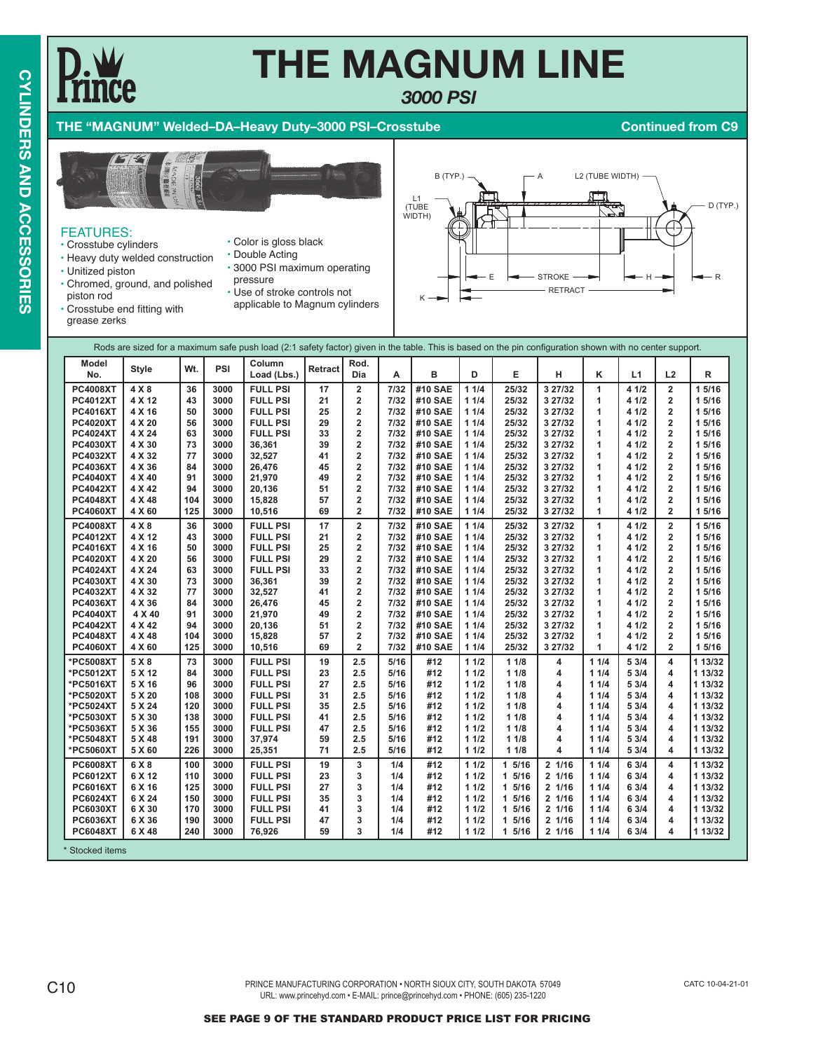# THE MAGNUM LINE

*3000 PSI*

## THE "MAGNUM" Welded–DA–Heavy Duty–3000 PSI–Crosstube

Continued from C9

### FEATURES:

- Crosstube cylinders
- Heavy duty welded construction
- Unitized piston
- Chromed, ground, and polished piston rod
- Crosstube end fitting with grease zerks
- Color is gloss black
- Double Acting
- 3000 PSI maximum operating pressure
- Use of stroke controls not applicable to Magnum cylinders

Rods are sized for a maximum safe push load (2:1 safety factor) given in the table. This is based on the pin configuration shown with no center support.

| Model No. | Style | Wt. | PSI | Column Load (Lbs.) | Retract | Rod. Dia | A | B | D | E | H | K | L1 | L2 | R |
|---|---|---|---|---|---|---|---|---|---|---|---|---|---|---|---|
| PC4008XT | 4 X 8 | 36 | 3000 | FULL PSI | 17 | 2 | 7/32 | #10 SAE | 1 1/4 | 25/32 | 3 27/32 | 1 | 4 1/2 | 2 | 1 5/16 |
| PC4012XT | 4 X 12 | 43 | 3000 | FULL PSI | 21 | 2 | 7/32 | #10 SAE | 1 1/4 | 25/32 | 3 27/32 | 1 | 4 1/2 | 2 | 1 5/16 |
| PC4016XT | 4 X 16 | 50 | 3000 | FULL PSI | 25 | 2 | 7/32 | #10 SAE | 1 1/4 | 25/32 | 3 27/32 | 1 | 4 1/2 | 2 | 1 5/16 |
| PC4020XT | 4 X 20 | 56 | 3000 | FULL PSI | 29 | 2 | 7/32 | #10 SAE | 1 1/4 | 25/32 | 3 27/32 | 1 | 4 1/2 | 2 | 1 5/16 |
| PC4024XT | 4 X 24 | 63 | 3000 | FULL PSI | 33 | 2 | 7/32 | #10 SAE | 1 1/4 | 25/32 | 3 27/32 | 1 | 4 1/2 | 2 | 1 5/16 |
| PC4030XT | 4 X 30 | 73 | 3000 | 36,361 | 39 | 2 | 7/32 | #10 SAE | 1 1/4 | 25/32 | 3 27/32 | 1 | 4 1/2 | 2 | 1 5/16 |
| PC4032XT | 4 X 32 | 77 | 3000 | 32,527 | 41 | 2 | 7/32 | #10 SAE | 1 1/4 | 25/32 | 3 27/32 | 1 | 4 1/2 | 2 | 1 5/16 |
| PC4036XT | 4 X 36 | 84 | 3000 | 26,476 | 45 | 2 | 7/32 | #10 SAE | 1 1/4 | 25/32 | 3 27/32 | 1 | 4 1/2 | 2 | 1 5/16 |
| PC4040XT | 4 X 40 | 91 | 3000 | 21,970 | 49 | 2 | 7/32 | #10 SAE | 1 1/4 | 25/32 | 3 27/32 | 1 | 4 1/2 | 2 | 1 5/16 |
| PC4042XT | 4 X 42 | 94 | 3000 | 20,136 | 51 | 2 | 7/32 | #10 SAE | 1 1/4 | 25/32 | 3 27/32 | 1 | 4 1/2 | 2 | 1 5/16 |
| PC4048XT | 4 X 48 | 104 | 3000 | 15,828 | 57 | 2 | 7/32 | #10 SAE | 1 1/4 | 25/32 | 3 27/32 | 1 | 4 1/2 | 2 | 1 5/16 |
| PC4060XT | 4 X 60 | 125 | 3000 | 10,516 | 69 | 2 | 7/32 | #10 SAE | 1 1/4 | 25/32 | 3 27/32 | 1 | 4 1/2 | 2 | 1 5/16 |
| PC4008XT | 4 X 8 | 36 | 3000 | FULL PSI | 17 | 2 | 7/32 | #10 SAE | 1 1/4 | 25/32 | 3 27/32 | 1 | 4 1/2 | 2 | 1 5/16 |
| PC4012XT | 4 X 12 | 43 | 3000 | FULL PSI | 21 | 2 | 7/32 | #10 SAE | 1 1/4 | 25/32 | 3 27/32 | 1 | 4 1/2 | 2 | 1 5/16 |
| PC4016XT | 4 X 16 | 50 | 3000 | FULL PSI | 25 | 2 | 7/32 | #10 SAE | 1 1/4 | 25/32 | 3 27/32 | 1 | 4 1/2 | 2 | 1 5/16 |
| PC4020XT | 4 X 20 | 56 | 3000 | FULL PSI | 29 | 2 | 7/32 | #10 SAE | 1 1/4 | 25/32 | 3 27/32 | 1 | 4 1/2 | 2 | 1 5/16 |
| PC4024XT | 4 X 24 | 63 | 3000 | FULL PSI | 33 | 2 | 7/32 | #10 SAE | 1 1/4 | 25/32 | 3 27/32 | 1 | 4 1/2 | 2 | 1 5/16 |
| PC4030XT | 4 X 30 | 73 | 3000 | 36,361 | 39 | 2 | 7/32 | #10 SAE | 1 1/4 | 25/32 | 3 27/32 | 1 | 4 1/2 | 2 | 1 5/16 |
| PC4032XT | 4 X 32 | 77 | 3000 | 32,527 | 41 | 2 | 7/32 | #10 SAE | 1 1/4 | 25/32 | 3 27/32 | 1 | 4 1/2 | 2 | 1 5/16 |
| PC4036XT | 4 X 36 | 84 | 3000 | 26,476 | 45 | 2 | 7/32 | #10 SAE | 1 1/4 | 25/32 | 3 27/32 | 1 | 4 1/2 | 2 | 1 5/16 |
| PC4040XT | 4 X 40 | 91 | 3000 | 21,970 | 49 | 2 | 7/32 | #10 SAE | 1 1/4 | 25/32 | 3 27/32 | 1 | 4 1/2 | 2 | 1 5/16 |
| PC4042XT | 4 X 42 | 94 | 3000 | 20,136 | 51 | 2 | 7/32 | #10 SAE | 1 1/4 | 25/32 | 3 27/32 | 1 | 4 1/2 | 2 | 1 5/16 |
| PC4048XT | 4 X 48 | 104 | 3000 | 15,828 | 57 | 2 | 7/32 | #10 SAE | 1 1/4 | 25/32 | 3 27/32 | 1 | 4 1/2 | 2 | 1 5/16 |
| PC4060XT | 4 X 60 | 125 | 3000 | 10,516 | 69 | 2 | 7/32 | #10 SAE | 1 1/4 | 25/32 | 3 27/32 | 1 | 4 1/2 | 2 | 1 5/16 |
| *PC5008XT | 5 X 8 | 73 | 3000 | FULL PSI | 19 | 2.5 | 5/16 | #12 | 1 1/2 | 1 1/8 | 4 | 1 1/4 | 5 3/4 | 4 | 1 13/32 |
| *PC5012XT | 5 X 12 | 84 | 3000 | FULL PSI | 23 | 2.5 | 5/16 | #12 | 1 1/2 | 1 1/8 | 4 | 1 1/4 | 5 3/4 | 4 | 1 13/32 |
| *PC5016XT | 5 X 16 | 96 | 3000 | FULL PSI | 27 | 2.5 | 5/16 | #12 | 1 1/2 | 1 1/8 | 4 | 1 1/4 | 5 3/4 | 4 | 1 13/32 |
| *PC5020XT | 5 X 20 | 108 | 3000 | FULL PSI | 31 | 2.5 | 5/16 | #12 | 1 1/2 | 1 1/8 | 4 | 1 1/4 | 5 3/4 | 4 | 1 13/32 |
| *PC5024XT | 5 X 24 | 120 | 3000 | FULL PSI | 35 | 2.5 | 5/16 | #12 | 1 1/2 | 1 1/8 | 4 | 1 1/4 | 5 3/4 | 4 | 1 13/32 |
| *PC5030XT | 5 X 30 | 138 | 3000 | FULL PSI | 41 | 2.5 | 5/16 | #12 | 1 1/2 | 1 1/8 | 4 | 1 1/4 | 5 3/4 | 4 | 1 13/32 |
| *PC5036XT | 5 X 36 | 155 | 3000 | FULL PSI | 47 | 2.5 | 5/16 | #12 | 1 1/2 | 1 1/8 | 4 | 1 1/4 | 5 3/4 | 4 | 1 13/32 |
| *PC5048XT | 5 X 48 | 191 | 3000 | 37,974 | 59 | 2.5 | 5/16 | #12 | 1 1/2 | 1 1/8 | 4 | 1 1/4 | 5 3/4 | 4 | 1 13/32 |
| *PC5060XT | 5 X 60 | 226 | 3000 | 25,351 | 71 | 2.5 | 5/16 | #12 | 1 1/2 | 1 1/8 | 4 | 1 1/4 | 5 3/4 | 4 | 1 13/32 |
| PC6008XT | 6 X 8 | 100 | 3000 | FULL PSI | 19 | 3 | 1/4 | #12 | 1 1/2 | 1 5/16 | 2 1/16 | 1 1/4 | 6 3/4 | 4 | 1 13/32 |
| PC6012XT | 6 X 12 | 110 | 3000 | FULL PSI | 23 | 3 | 1/4 | #12 | 1 1/2 | 1 5/16 | 2 1/16 | 1 1/4 | 6 3/4 | 4 | 1 13/32 |
| PC6016XT | 6 X 16 | 125 | 3000 | FULL PSI | 27 | 3 | 1/4 | #12 | 1 1/2 | 1 5/16 | 2 1/16 | 1 1/4 | 6 3/4 | 4 | 1 13/32 |
| PC6024XT | 6 X 24 | 150 | 3000 | FULL PSI | 35 | 3 | 1/4 | #12 | 1 1/2 | 1 5/16 | 2 1/16 | 1 1/4 | 6 3/4 | 4 | 1 13/32 |
| PC6030XT | 6 X 30 | 170 | 3000 | FULL PSI | 41 | 3 | 1/4 | #12 | 1 1/2 | 1 5/16 | 2 1/16 | 1 1/4 | 6 3/4 | 4 | 1 13/32 |
| PC6036XT | 6 X 36 | 190 | 3000 | FULL PSI | 47 | 3 | 1/4 | #12 | 1 1/2 | 1 5/16 | 2 1/16 | 1 1/4 | 6 3/4 | 4 | 1 13/32 |
| PC6048XT | 6 X 48 | 240 | 3000 | 76,926 | 59 | 3 | 1/4 | #12 | 1 1/2 | 1 5/16 | 2 1/16 | 1 1/4 | 6 3/4 | 4 | 1 13/32 |

* Stocked items

PRINCE MANUFACTURING CORPORATION • NORTH SIOUX CITY, SOUTH DAKOTA 57049
URL: www.princehyd.com • E-MAIL: prince@princehyd.com • PHONE: (605) 235-1220

CATC 10-04-21-01

**SEE PAGE 9 OF THE STANDARD PRODUCT PRICE LIST FOR PRICING**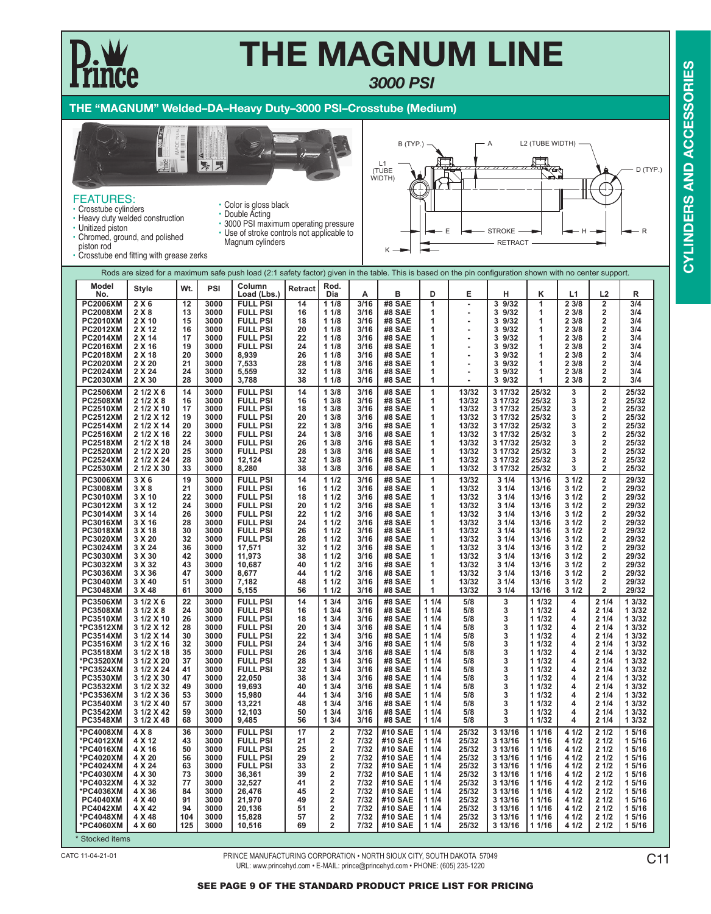# THE MAGNUM LINE

*3000 PSI*

## THE "MAGNUM" Welded–DA–Heavy Duty–3000 PSI–Crosstube (Medium)

FEATURES:
- Crosstube cylinders
- Heavy duty welded construction
- Unitized piston
- Chromed, ground, and polished piston rod
- Crosstube end fitting with grease zerks
- Color is gloss black
- Double Acting
- 3000 PSI maximum operating pressure
- Use of stroke controls not applicable to Magnum cylinders

Rods are sized for a maximum safe push load (2:1 safety factor) given in the table. This is based on the pin configuration shown with no center support.

| Model No. | Style | Wt. | PSI | Column Load (Lbs.) | Retract | Rod. Dia | A | B | D | E | H | K | L1 | L2 | R |
|---|---|---|---|---|---|---|---|---|---|---|---|---|---|---|---|
| PC2006XM | 2 X 6 | 12 | 3000 | FULL PSI | 14 | 1 1/8 | 3/16 | #8 SAE | 1 | - | 3 9/32 | 1 | 2 3/8 | 2 | 3/4 |
| PC2008XM | 2 X 8 | 13 | 3000 | FULL PSI | 16 | 1 1/8 | 3/16 | #8 SAE | 1 | - | 3 9/32 | 1 | 2 3/8 | 2 | 3/4 |
| PC2010XM | 2 X 10 | 15 | 3000 | FULL PSI | 18 | 1 1/8 | 3/16 | #8 SAE | 1 | - | 3 9/32 | 1 | 2 3/8 | 2 | 3/4 |
| PC2012XM | 2 X 12 | 16 | 3000 | FULL PSI | 20 | 1 1/8 | 3/16 | #8 SAE | 1 | - | 3 9/32 | 1 | 2 3/8 | 2 | 3/4 |
| PC2014XM | 2 X 14 | 17 | 3000 | FULL PSI | 22 | 1 1/8 | 3/16 | #8 SAE | 1 | - | 3 9/32 | 1 | 2 3/8 | 2 | 3/4 |
| PC2016XM | 2 X 16 | 19 | 3000 | FULL PSI | 24 | 1 1/8 | 3/16 | #8 SAE | 1 | - | 3 9/32 | 1 | 2 3/8 | 2 | 3/4 |
| PC2018XM | 2 X 18 | 20 | 3000 | 8,939 | 26 | 1 1/8 | 3/16 | #8 SAE | 1 | - | 3 9/32 | 1 | 2 3/8 | 2 | 3/4 |
| PC2020XM | 2 X 20 | 21 | 3000 | 7,533 | 28 | 1 1/8 | 3/16 | #8 SAE | 1 | - | 3 9/32 | 1 | 2 3/8 | 2 | 3/4 |
| PC2024XM | 2 X 24 | 24 | 3000 | 5,559 | 32 | 1 1/8 | 3/16 | #8 SAE | 1 | - | 3 9/32 | 1 | 2 3/8 | 2 | 3/4 |
| PC2030XM | 2 X 30 | 28 | 3000 | 3,788 | 38 | 1 1/8 | 3/16 | #8 SAE | 1 | - | 3 9/32 | 1 | 2 3/8 | 2 | 3/4 |
| PC2506XM | 2 1/2 X 6 | 14 | 3000 | FULL PSI | 14 | 1 3/8 | 3/16 | #8 SAE | 1 | 13/32 | 3 17/32 | 25/32 | 3 | 2 | 25/32 |
| PC2508XM | 2 1/2 X 8 | 16 | 3000 | FULL PSI | 16 | 1 3/8 | 3/16 | #8 SAE | 1 | 13/32 | 3 17/32 | 25/32 | 3 | 2 | 25/32 |
| PC2510XM | 2 1/2 X 10 | 17 | 3000 | FULL PSI | 18 | 1 3/8 | 3/16 | #8 SAE | 1 | 13/32 | 3 17/32 | 25/32 | 3 | 2 | 25/32 |
| PC2512XM | 2 1/2 X 12 | 19 | 3000 | FULL PSI | 20 | 1 3/8 | 3/16 | #8 SAE | 1 | 13/32 | 3 17/32 | 25/32 | 3 | 2 | 25/32 |
| PC2514XM | 2 1/2 X 14 | 20 | 3000 | FULL PSI | 22 | 1 3/8 | 3/16 | #8 SAE | 1 | 13/32 | 3 17/32 | 25/32 | 3 | 2 | 25/32 |
| PC2516XM | 2 1/2 X 16 | 22 | 3000 | FULL PSI | 24 | 1 3/8 | 3/16 | #8 SAE | 1 | 13/32 | 3 17/32 | 25/32 | 3 | 2 | 25/32 |
| PC2518XM | 2 1/2 X 18 | 24 | 3000 | FULL PSI | 26 | 1 3/8 | 3/16 | #8 SAE | 1 | 13/32 | 3 17/32 | 25/32 | 3 | 2 | 25/32 |
| PC2520XM | 2 1/2 X 20 | 25 | 3000 | FULL PSI | 28 | 1 3/8 | 3/16 | #8 SAE | 1 | 13/32 | 3 17/32 | 25/32 | 3 | 2 | 25/32 |
| PC2524XM | 2 1/2 X 24 | 28 | 3000 | 12,124 | 32 | 1 3/8 | 3/16 | #8 SAE | 1 | 13/32 | 3 17/32 | 25/32 | 3 | 2 | 25/32 |
| PC2530XM | 2 1/2 X 30 | 33 | 3000 | 8,280 | 38 | 1 3/8 | 3/16 | #8 SAE | 1 | 13/32 | 3 17/32 | 25/32 | 3 | 2 | 25/32 |
| PC3006XM | 3 X 6 | 19 | 3000 | FULL PSI | 14 | 1 1/2 | 3/16 | #8 SAE | 1 | 13/32 | 3 1/4 | 13/16 | 3 1/2 | 2 | 29/32 |
| PC3008XM | 3 X 8 | 21 | 3000 | FULL PSI | 16 | 1 1/2 | 3/16 | #8 SAE | 1 | 13/32 | 3 1/4 | 13/16 | 3 1/2 | 2 | 29/32 |
| PC3010XM | 3 X 10 | 22 | 3000 | FULL PSI | 18 | 1 1/2 | 3/16 | #8 SAE | 1 | 13/32 | 3 1/4 | 13/16 | 3 1/2 | 2 | 29/32 |
| PC3012XM | 3 X 12 | 24 | 3000 | FULL PSI | 20 | 1 1/2 | 3/16 | #8 SAE | 1 | 13/32 | 3 1/4 | 13/16 | 3 1/2 | 2 | 29/32 |
| PC3014XM | 3 X 14 | 26 | 3000 | FULL PSI | 22 | 1 1/2 | 3/16 | #8 SAE | 1 | 13/32 | 3 1/4 | 13/16 | 3 1/2 | 2 | 29/32 |
| PC3016XM | 3 X 16 | 28 | 3000 | FULL PSI | 24 | 1 1/2 | 3/16 | #8 SAE | 1 | 13/32 | 3 1/4 | 13/16 | 3 1/2 | 2 | 29/32 |
| PC3018XM | 3 X 18 | 30 | 3000 | FULL PSI | 26 | 1 1/2 | 3/16 | #8 SAE | 1 | 13/32 | 3 1/4 | 13/16 | 3 1/2 | 2 | 29/32 |
| PC3020XM | 3 X 20 | 32 | 3000 | FULL PSI | 28 | 1 1/2 | 3/16 | #8 SAE | 1 | 13/32 | 3 1/4 | 13/16 | 3 1/2 | 2 | 29/32 |
| PC3024XM | 3 X 24 | 36 | 3000 | 17,571 | 32 | 1 1/2 | 3/16 | #8 SAE | 1 | 13/32 | 3 1/4 | 13/16 | 3 1/2 | 2 | 29/32 |
| PC3030XM | 3 X 30 | 42 | 3000 | 11,973 | 38 | 1 1/2 | 3/16 | #8 SAE | 1 | 13/32 | 3 1/4 | 13/16 | 3 1/2 | 2 | 29/32 |
| PC3032XM | 3 X 32 | 43 | 3000 | 10,687 | 40 | 1 1/2 | 3/16 | #8 SAE | 1 | 13/32 | 3 1/4 | 13/16 | 3 1/2 | 2 | 29/32 |
| PC3036XM | 3 X 36 | 47 | 3000 | 8,677 | 44 | 1 1/2 | 3/16 | #8 SAE | 1 | 13/32 | 3 1/4 | 13/16 | 3 1/2 | 2 | 29/32 |
| PC3040XM | 3 X 40 | 51 | 3000 | 7,182 | 48 | 1 1/2 | 3/16 | #8 SAE | 1 | 13/32 | 3 1/4 | 13/16 | 3 1/2 | 2 | 29/32 |
| PC3048XM | 3 X 48 | 61 | 3000 | 5,155 | 56 | 1 1/2 | 3/16 | #8 SAE | 1 | 13/32 | 3 1/4 | 13/16 | 3 1/2 | 2 | 29/32 |
| PC3506XM | 3 1/2 X 6 | 22 | 3000 | FULL PSI | 14 | 1 3/4 | 3/16 | #8 SAE | 1 1/4 | 5/8 | 3 | 1 1/32 | 4 | 2 1/4 | 1 3/32 |
| PC3508XM | 3 1/2 X 8 | 24 | 3000 | FULL PSI | 16 | 1 3/4 | 3/16 | #8 SAE | 1 1/4 | 5/8 | 3 | 1 1/32 | 4 | 2 1/4 | 1 3/32 |
| PC3510XM | 3 1/2 X 10 | 26 | 3000 | FULL PSI | 18 | 1 3/4 | 3/16 | #8 SAE | 1 1/4 | 5/8 | 3 | 1 1/32 | 4 | 2 1/4 | 1 3/32 |
| *PC3512XM | 3 1/2 X 12 | 28 | 3000 | FULL PSI | 20 | 1 3/4 | 3/16 | #8 SAE | 1 1/4 | 5/8 | 3 | 1 1/32 | 4 | 2 1/4 | 1 3/32 |
| PC3514XM | 3 1/2 X 14 | 30 | 3000 | FULL PSI | 22 | 1 3/4 | 3/16 | #8 SAE | 1 1/4 | 5/8 | 3 | 1 1/32 | 4 | 2 1/4 | 1 3/32 |
| PC3516XM | 3 1/2 X 16 | 32 | 3000 | FULL PSI | 24 | 1 3/4 | 3/16 | #8 SAE | 1 1/4 | 5/8 | 3 | 1 1/32 | 4 | 2 1/4 | 1 3/32 |
| PC3518XM | 3 1/2 X 18 | 35 | 3000 | FULL PSI | 26 | 1 3/4 | 3/16 | #8 SAE | 1 1/4 | 5/8 | 3 | 1 1/32 | 4 | 2 1/4 | 1 3/32 |
| *PC3520XM | 3 1/2 X 20 | 37 | 3000 | FULL PSI | 28 | 1 3/4 | 3/16 | #8 SAE | 1 1/4 | 5/8 | 3 | 1 1/32 | 4 | 2 1/4 | 1 3/32 |
| *PC3524XM | 3 1/2 X 24 | 41 | 3000 | FULL PSI | 32 | 1 3/4 | 3/16 | #8 SAE | 1 1/4 | 5/8 | 3 | 1 1/32 | 4 | 2 1/4 | 1 3/32 |
| PC3530XM | 3 1/2 X 30 | 47 | 3000 | 22,050 | 38 | 1 3/4 | 3/16 | #8 SAE | 1 1/4 | 5/8 | 3 | 1 1/32 | 4 | 2 1/4 | 1 3/32 |
| PC3532XM | 3 1/2 X 32 | 49 | 3000 | 19,693 | 40 | 1 3/4 | 3/16 | #8 SAE | 1 1/4 | 5/8 | 3 | 1 1/32 | 4 | 2 1/4 | 1 3/32 |
| *PC3536XM | 3 1/2 X 36 | 53 | 3000 | 15,980 | 44 | 1 3/4 | 3/16 | #8 SAE | 1 1/4 | 5/8 | 3 | 1 1/32 | 4 | 2 1/4 | 1 3/32 |
| PC3540XM | 3 1/2 X 40 | 57 | 3000 | 13,221 | 48 | 1 3/4 | 3/16 | #8 SAE | 1 1/4 | 5/8 | 3 | 1 1/32 | 4 | 2 1/4 | 1 3/32 |
| PC3542XM | 3 1/2 X 42 | 59 | 3000 | 12,103 | 50 | 1 3/4 | 3/16 | #8 SAE | 1 1/4 | 5/8 | 3 | 1 1/32 | 4 | 2 1/4 | 1 3/32 |
| PC3548XM | 3 1/2 X 48 | 68 | 3000 | 9,485 | 56 | 1 3/4 | 3/16 | #8 SAE | 1 1/4 | 5/8 | 3 | 1 1/32 | 4 | 2 1/4 | 1 3/32 |
| *PC4008XM | 4 X 8 | 36 | 3000 | FULL PSI | 17 | 2 | 7/32 | #10 SAE | 1 1/4 | 25/32 | 3 13/16 | 1 1/16 | 4 1/2 | 2 1/2 | 1 5/16 |
| *PC4012XM | 4 X 12 | 43 | 3000 | FULL PSI | 21 | 2 | 7/32 | #10 SAE | 1 1/4 | 25/32 | 3 13/16 | 1 1/16 | 4 1/2 | 2 1/2 | 1 5/16 |
| *PC4016XM | 4 X 16 | 50 | 3000 | FULL PSI | 25 | 2 | 7/32 | #10 SAE | 1 1/4 | 25/32 | 3 13/16 | 1 1/16 | 4 1/2 | 2 1/2 | 1 5/16 |
| *PC4020XM | 4 X 20 | 56 | 3000 | FULL PSI | 29 | 2 | 7/32 | #10 SAE | 1 1/4 | 25/32 | 3 13/16 | 1 1/16 | 4 1/2 | 2 1/2 | 1 5/16 |
| *PC4024XM | 4 X 24 | 63 | 3000 | FULL PSI | 33 | 2 | 7/32 | #10 SAE | 1 1/4 | 25/32 | 3 13/16 | 1 1/16 | 4 1/2 | 2 1/2 | 1 5/16 |
| *PC4030XM | 4 X 30 | 73 | 3000 | 36,361 | 39 | 2 | 7/32 | #10 SAE | 1 1/4 | 25/32 | 3 13/16 | 1 1/16 | 4 1/2 | 2 1/2 | 1 5/16 |
| *PC4032XM | 4 X 32 | 77 | 3000 | 32,527 | 41 | 2 | 7/32 | #10 SAE | 1 1/4 | 25/32 | 3 13/16 | 1 1/16 | 4 1/2 | 2 1/2 | 1 5/16 |
| *PC4036XM | 4 X 36 | 84 | 3000 | 26,476 | 45 | 2 | 7/32 | #10 SAE | 1 1/4 | 25/32 | 3 13/16 | 1 1/16 | 4 1/2 | 2 1/2 | 1 5/16 |
| PC4040XM | 4 X 40 | 91 | 3000 | 21,970 | 49 | 2 | 7/32 | #10 SAE | 1 1/4 | 25/32 | 3 13/16 | 1 1/16 | 4 1/2 | 2 1/2 | 1 5/16 |
| PC4042XM | 4 X 42 | 94 | 3000 | 20,136 | 51 | 2 | 7/32 | #10 SAE | 1 1/4 | 25/32 | 3 13/16 | 1 1/16 | 4 1/2 | 2 1/2 | 1 5/16 |
| *PC4048XM | 4 X 48 | 104 | 3000 | 15,828 | 57 | 2 | 7/32 | #10 SAE | 1 1/4 | 25/32 | 3 13/16 | 1 1/16 | 4 1/2 | 2 1/2 | 1 5/16 |
| *PC4060XM | 4 X 60 | 125 | 3000 | 10,516 | 69 | 2 | 7/32 | #10 SAE | 1 1/4 | 25/32 | 3 13/16 | 1 1/16 | 4 1/2 | 2 1/2 | 1 5/16 |

\* Stocked items

CATC 11-04-21-01

PRINCE MANUFACTURING CORPORATION • NORTH SIOUX CITY, SOUTH DAKOTA 57049
URL: www.princehyd.com • E-MAIL: prince@princehyd.com • PHONE: (605) 235-1220

**SEE PAGE 9 OF THE STANDARD PRODUCT PRICE LIST FOR PRICING**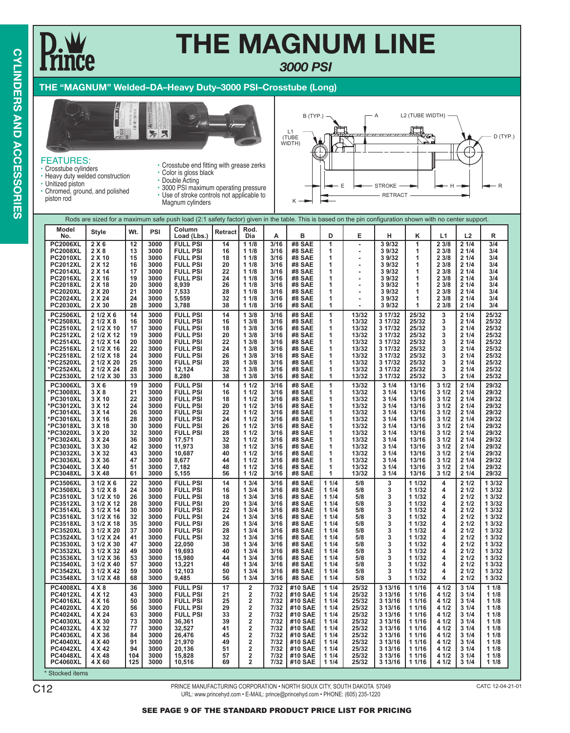# THE MAGNUM LINE

*3000 PSI*

## THE "MAGNUM" Welded–DA–Heavy Duty–3000 PSI–Crosstube (Long)

FEATURES:
- Crosstube cylinders
- Heavy duty welded construction
- Unitized piston
- Chromed, ground, and polished piston rod
- Crosstube end fitting with grease zerks
- Color is gloss black
- Double Acting
- 3000 PSI maximum operating pressure
- Use of stroke controls not applicable to Magnum cylinders

B (TYP.) A L2 (TUBE WIDTH) L1 (TUBE WIDTH) D (TYP.) E STROKE H R K RETRACT

Rods are sized for a maximum safe push load (2:1 safety factor) given in the table. This is based on the pin configuration shown with no center support.

| Model No. | Style | Wt. | PSI | Column Load (Lbs.) | Retract | Rod. Dia | A | B | D | E | H | K | L1 | L2 | R |
|---|---|---|---|---|---|---|---|---|---|---|---|---|---|---|---|
| PC2006XL | 2 X 6 | 12 | 3000 | FULL PSI | 14 | 1 1/8 | 3/16 | #8 SAE | 1 | - | 3 9/32 | 1 | 2 3/8 | 2 1/4 | 3/4 |
| PC2008XL | 2 X 8 | 13 | 3000 | FULL PSI | 16 | 1 1/8 | 3/16 | #8 SAE | 1 | - | 3 9/32 | 1 | 2 3/8 | 2 1/4 | 3/4 |
| PC2010XL | 2 X 10 | 15 | 3000 | FULL PSI | 18 | 1 1/8 | 3/16 | #8 SAE | 1 | - | 3 9/32 | 1 | 2 3/8 | 2 1/4 | 3/4 |
| PC2012XL | 2 X 12 | 16 | 3000 | FULL PSI | 20 | 1 1/8 | 3/16 | #8 SAE | 1 | - | 3 9/32 | 1 | 2 3/8 | 2 1/4 | 3/4 |
| PC2014XL | 2 X 14 | 17 | 3000 | FULL PSI | 22 | 1 1/8 | 3/16 | #8 SAE | 1 | - | 3 9/32 | 1 | 2 3/8 | 2 1/4 | 3/4 |
| PC2016XL | 2 X 16 | 19 | 3000 | FULL PSI | 24 | 1 1/8 | 3/16 | #8 SAE | 1 | - | 3 9/32 | 1 | 2 3/8 | 2 1/4 | 3/4 |
| PC2018XL | 2 X 18 | 20 | 3000 | 8,939 | 26 | 1 1/8 | 3/16 | #8 SAE | 1 | - | 3 9/32 | 1 | 2 3/8 | 2 1/4 | 3/4 |
| PC2020XL | 2 X 20 | 21 | 3000 | 7,533 | 28 | 1 1/8 | 3/16 | #8 SAE | 1 | - | 3 9/32 | 1 | 2 3/8 | 2 1/4 | 3/4 |
| PC2024XL | 2 X 24 | 24 | 3000 | 5,559 | 32 | 1 1/8 | 3/16 | #8 SAE | 1 | - | 3 9/32 | 1 | 2 3/8 | 2 1/4 | 3/4 |
| PC2030XL | 2 X 30 | 28 | 3000 | 3,788 | 38 | 1 1/8 | 3/16 | #8 SAE | 1 | - | 3 9/32 | 1 | 2 3/8 | 2 1/4 | 3/4 |
| PC2506XL | 2 1/2 X 6 | 14 | 3000 | FULL PSI | 14 | 1 3/8 | 3/16 | #8 SAE | 1 | 13/32 | 3 17/32 | 25/32 | 3 | 2 1/4 | 25/32 |
| *PC2508XL | 2 1/2 X 8 | 16 | 3000 | FULL PSI | 16 | 1 3/8 | 3/16 | #8 SAE | 1 | 13/32 | 3 17/32 | 25/32 | 3 | 2 1/4 | 25/32 |
| PC2510XL | 2 1/2 X 10 | 17 | 3000 | FULL PSI | 18 | 1 3/8 | 3/16 | #8 SAE | 1 | 13/32 | 3 17/32 | 25/32 | 3 | 2 1/4 | 25/32 |
| PC2512XL | 2 1/2 X 12 | 19 | 3000 | FULL PSI | 20 | 1 3/8 | 3/16 | #8 SAE | 1 | 13/32 | 3 17/32 | 25/32 | 3 | 2 1/4 | 25/32 |
| PC2514XL | 2 1/2 X 14 | 20 | 3000 | FULL PSI | 22 | 1 3/8 | 3/16 | #8 SAE | 1 | 13/32 | 3 17/32 | 25/32 | 3 | 2 1/4 | 25/32 |
| PC2516XL | 2 1/2 X 16 | 22 | 3000 | FULL PSI | 24 | 1 3/8 | 3/16 | #8 SAE | 1 | 13/32 | 3 17/32 | 25/32 | 3 | 2 1/4 | 25/32 |
| *PC2518XL | 2 1/2 X 18 | 24 | 3000 | FULL PSI | 26 | 1 3/8 | 3/16 | #8 SAE | 1 | 13/32 | 3 17/32 | 25/32 | 3 | 2 1/4 | 25/32 |
| *PC2520XL | 2 1/2 X 20 | 25 | 3000 | FULL PSI | 28 | 1 3/8 | 3/16 | #8 SAE | 1 | 13/32 | 3 17/32 | 25/32 | 3 | 2 1/4 | 25/32 |
| *PC2524XL | 2 1/2 X 24 | 28 | 3000 | 12,124 | 32 | 1 3/8 | 3/16 | #8 SAE | 1 | 13/32 | 3 17/32 | 25/32 | 3 | 2 1/4 | 25/32 |
| PC2530XL | 2 1/2 X 30 | 33 | 3000 | 8,280 | 38 | 1 3/8 | 3/16 | #8 SAE | 1 | 13/32 | 3 17/32 | 25/32 | 3 | 2 1/4 | 25/32 |
| PC3006XL | 3 X 6 | 19 | 3000 | FULL PSI | 14 | 1 1/2 | 3/16 | #8 SAE | 1 | 13/32 | 3 1/4 | 13/16 | 3 1/2 | 2 1/4 | 29/32 |
| *PC3008XL | 3 X 8 | 21 | 3000 | FULL PSI | 16 | 1 1/2 | 3/16 | #8 SAE | 1 | 13/32 | 3 1/4 | 13/16 | 3 1/2 | 2 1/4 | 29/32 |
| PC3010XL | 3 X 10 | 22 | 3000 | FULL PSI | 18 | 1 1/2 | 3/16 | #8 SAE | 1 | 13/32 | 3 1/4 | 13/16 | 3 1/2 | 2 1/4 | 29/32 |
| *PC3012XL | 3 X 12 | 24 | 3000 | FULL PSI | 20 | 1 1/2 | 3/16 | #8 SAE | 1 | 13/32 | 3 1/4 | 13/16 | 3 1/2 | 2 1/4 | 29/32 |
| PC3014XL | 3 X 14 | 26 | 3000 | FULL PSI | 22 | 1 1/2 | 3/16 | #8 SAE | 1 | 13/32 | 3 1/4 | 13/16 | 3 1/2 | 2 1/4 | 29/32 |
| *PC3016XL | 3 X 16 | 28 | 3000 | FULL PSI | 24 | 1 1/2 | 3/16 | #8 SAE | 1 | 13/32 | 3 1/4 | 13/16 | 3 1/2 | 2 1/4 | 29/32 |
| *PC3018XL | 3 X 18 | 30 | 3000 | FULL PSI | 26 | 1 1/2 | 3/16 | #8 SAE | 1 | 13/32 | 3 1/4 | 13/16 | 3 1/2 | 2 1/4 | 29/32 |
| *PC3020XL | 3 X 20 | 32 | 3000 | FULL PSI | 28 | 1 1/2 | 3/16 | #8 SAE | 1 | 13/32 | 3 1/4 | 13/16 | 3 1/2 | 2 1/4 | 29/32 |
| *PC3024XL | 3 X 24 | 36 | 3000 | 17,571 | 32 | 1 1/2 | 3/16 | #8 SAE | 1 | 13/32 | 3 1/4 | 13/16 | 3 1/2 | 2 1/4 | 29/32 |
| PC3030XL | 3 X 30 | 42 | 3000 | 11,973 | 38 | 1 1/2 | 3/16 | #8 SAE | 1 | 13/32 | 3 1/4 | 13/16 | 3 1/2 | 2 1/4 | 29/32 |
| PC3032XL | 3 X 32 | 43 | 3000 | 10,687 | 40 | 1 1/2 | 3/16 | #8 SAE | 1 | 13/32 | 3 1/4 | 13/16 | 3 1/2 | 2 1/4 | 29/32 |
| PC3036XL | 3 X 36 | 47 | 3000 | 8,677 | 44 | 1 1/2 | 3/16 | #8 SAE | 1 | 13/32 | 3 1/4 | 13/16 | 3 1/2 | 2 1/4 | 29/32 |
| PC3040XL | 3 X 40 | 51 | 3000 | 7,182 | 48 | 1 1/2 | 3/16 | #8 SAE | 1 | 13/32 | 3 1/4 | 13/16 | 3 1/2 | 2 1/4 | 29/32 |
| PC3048XL | 3 X 48 | 61 | 3000 | 5,155 | 56 | 1 1/2 | 3/16 | #8 SAE | 1 | 13/32 | 3 1/4 | 13/16 | 3 1/2 | 2 1/4 | 29/32 |
| PC3506XL | 3 1/2 X 6 | 22 | 3000 | FULL PSI | 14 | 1 3/4 | 3/16 | #8 SAE | 1 1/4 | 5/8 | 3 | 1 1/32 | 4 | 2 1/2 | 1 3/32 |
| PC3508XL | 3 1/2 X 8 | 24 | 3000 | FULL PSI | 16 | 1 3/4 | 3/16 | #8 SAE | 1 1/4 | 5/8 | 3 | 1 1/32 | 4 | 2 1/2 | 1 3/32 |
| PC3510XL | 3 1/2 X 10 | 26 | 3000 | FULL PSI | 18 | 1 3/4 | 3/16 | #8 SAE | 1 1/4 | 5/8 | 3 | 1 1/32 | 4 | 2 1/2 | 1 3/32 |
| PC3512XL | 3 1/2 X 12 | 28 | 3000 | FULL PSI | 20 | 1 3/4 | 3/16 | #8 SAE | 1 1/4 | 5/8 | 3 | 1 1/32 | 4 | 2 1/2 | 1 3/32 |
| PC3514XL | 3 1/2 X 14 | 30 | 3000 | FULL PSI | 22 | 1 3/4 | 3/16 | #8 SAE | 1 1/4 | 5/8 | 3 | 1 1/32 | 4 | 2 1/2 | 1 3/32 |
| PC3516XL | 3 1/2 X 16 | 32 | 3000 | FULL PSI | 24 | 1 3/4 | 3/16 | #8 SAE | 1 1/4 | 5/8 | 3 | 1 1/32 | 4 | 2 1/2 | 1 3/32 |
| PC3518XL | 3 1/2 X 18 | 35 | 3000 | FULL PSI | 26 | 1 3/4 | 3/16 | #8 SAE | 1 1/4 | 5/8 | 3 | 1 1/32 | 4 | 2 1/2 | 1 3/32 |
| PC3520XL | 3 1/2 X 20 | 37 | 3000 | FULL PSI | 28 | 1 3/4 | 3/16 | #8 SAE | 1 1/4 | 5/8 | 3 | 1 1/32 | 4 | 2 1/2 | 1 3/32 |
| PC3524XL | 3 1/2 X 24 | 41 | 3000 | FULL PSI | 32 | 1 3/4 | 3/16 | #8 SAE | 1 1/4 | 5/8 | 3 | 1 1/32 | 4 | 2 1/2 | 1 3/32 |
| PC3530XL | 3 1/2 X 30 | 47 | 3000 | 22,050 | 38 | 1 3/4 | 3/16 | #8 SAE | 1 1/4 | 5/8 | 3 | 1 1/32 | 4 | 2 1/2 | 1 3/32 |
| PC3532XL | 3 1/2 X 32 | 49 | 3000 | 19,693 | 40 | 1 3/4 | 3/16 | #8 SAE | 1 1/4 | 5/8 | 3 | 1 1/32 | 4 | 2 1/2 | 1 3/32 |
| PC3536XL | 3 1/2 X 36 | 53 | 3000 | 15,980 | 44 | 1 3/4 | 3/16 | #8 SAE | 1 1/4 | 5/8 | 3 | 1 1/32 | 4 | 2 1/2 | 1 3/32 |
| PC3540XL | 3 1/2 X 40 | 57 | 3000 | 13,221 | 48 | 1 3/4 | 3/16 | #8 SAE | 1 1/4 | 5/8 | 3 | 1 1/32 | 4 | 2 1/2 | 1 3/32 |
| PC3542XL | 3 1/2 X 42 | 59 | 3000 | 12,103 | 50 | 1 3/4 | 3/16 | #8 SAE | 1 1/4 | 5/8 | 3 | 1 1/32 | 4 | 2 1/2 | 1 3/32 |
| PC3548XL | 3 1/2 X 48 | 68 | 3000 | 9,485 | 56 | 1 3/4 | 3/16 | #8 SAE | 1 1/4 | 5/8 | 3 | 1 1/32 | 4 | 2 1/2 | 1 3/32 |
| PC4008XL | 4 X 8 | 36 | 3000 | FULL PSI | 17 | 2 | 7/32 | #10 SAE | 1 1/4 | 25/32 | 3 13/16 | 1 1/16 | 4 1/2 | 3 1/4 | 1 1/8 |
| PC4012XL | 4 X 12 | 43 | 3000 | FULL PSI | 21 | 2 | 7/32 | #10 SAE | 1 1/4 | 25/32 | 3 13/16 | 1 1/16 | 4 1/2 | 3 1/4 | 1 1/8 |
| PC4016XL | 4 X 16 | 50 | 3000 | FULL PSI | 25 | 2 | 7/32 | #10 SAE | 1 1/4 | 25/32 | 3 13/16 | 1 1/16 | 4 1/2 | 3 1/4 | 1 1/8 |
| PC4020XL | 4 X 20 | 56 | 3000 | FULL PSI | 29 | 2 | 7/32 | #10 SAE | 1 1/4 | 25/32 | 3 13/16 | 1 1/16 | 4 1/2 | 3 1/4 | 1 1/8 |
| PC4024XL | 4 X 24 | 63 | 3000 | FULL PSI | 33 | 2 | 7/32 | #10 SAE | 1 1/4 | 25/32 | 3 13/16 | 1 1/16 | 4 1/2 | 3 1/4 | 1 1/8 |
| PC4030XL | 4 X 30 | 73 | 3000 | 36,361 | 39 | 2 | 7/32 | #10 SAE | 1 1/4 | 25/32 | 3 13/16 | 1 1/16 | 4 1/2 | 3 1/4 | 1 1/8 |
| PC4032XL | 4 X 32 | 77 | 3000 | 32,527 | 41 | 2 | 7/32 | #10 SAE | 1 1/4 | 25/32 | 3 13/16 | 1 1/16 | 4 1/2 | 3 1/4 | 1 1/8 |
| PC4036XL | 4 X 36 | 84 | 3000 | 26,476 | 45 | 2 | 7/32 | #10 SAE | 1 1/4 | 25/32 | 3 13/16 | 1 1/16 | 4 1/2 | 3 1/4 | 1 1/8 |
| PC4040XL | 4 X 40 | 91 | 3000 | 21,970 | 49 | 2 | 7/32 | #10 SAE | 1 1/4 | 25/32 | 3 13/16 | 1 1/16 | 4 1/2 | 3 1/4 | 1 1/8 |
| PC4042XL | 4 X 42 | 94 | 3000 | 20,136 | 51 | 2 | 7/32 | #10 SAE | 1 1/4 | 25/32 | 3 13/16 | 1 1/16 | 4 1/2 | 3 1/4 | 1 1/8 |
| PC4048XL | 4 X 48 | 104 | 3000 | 15,828 | 57 | 2 | 7/32 | #10 SAE | 1 1/4 | 25/32 | 3 13/16 | 1 1/16 | 4 1/2 | 3 1/4 | 1 1/8 |
| PC4060XL | 4 X 60 | 125 | 3000 | 10,516 | 69 | 2 | 7/32 | #10 SAE | 1 1/4 | 25/32 | 3 13/16 | 1 1/16 | 4 1/2 | 3 1/4 | 1 1/8 |

\* Stocked items

PRINCE MANUFACTURING CORPORATION • NORTH SIOUX CITY, SOUTH DAKOTA 57049
URL: www.princehyd.com • E-MAIL: prince@princehyd.com • PHONE: (605) 235-1220

CATC 12-04-21-01

**SEE PAGE 9 OF THE STANDARD PRODUCT PRICE LIST FOR PRICING**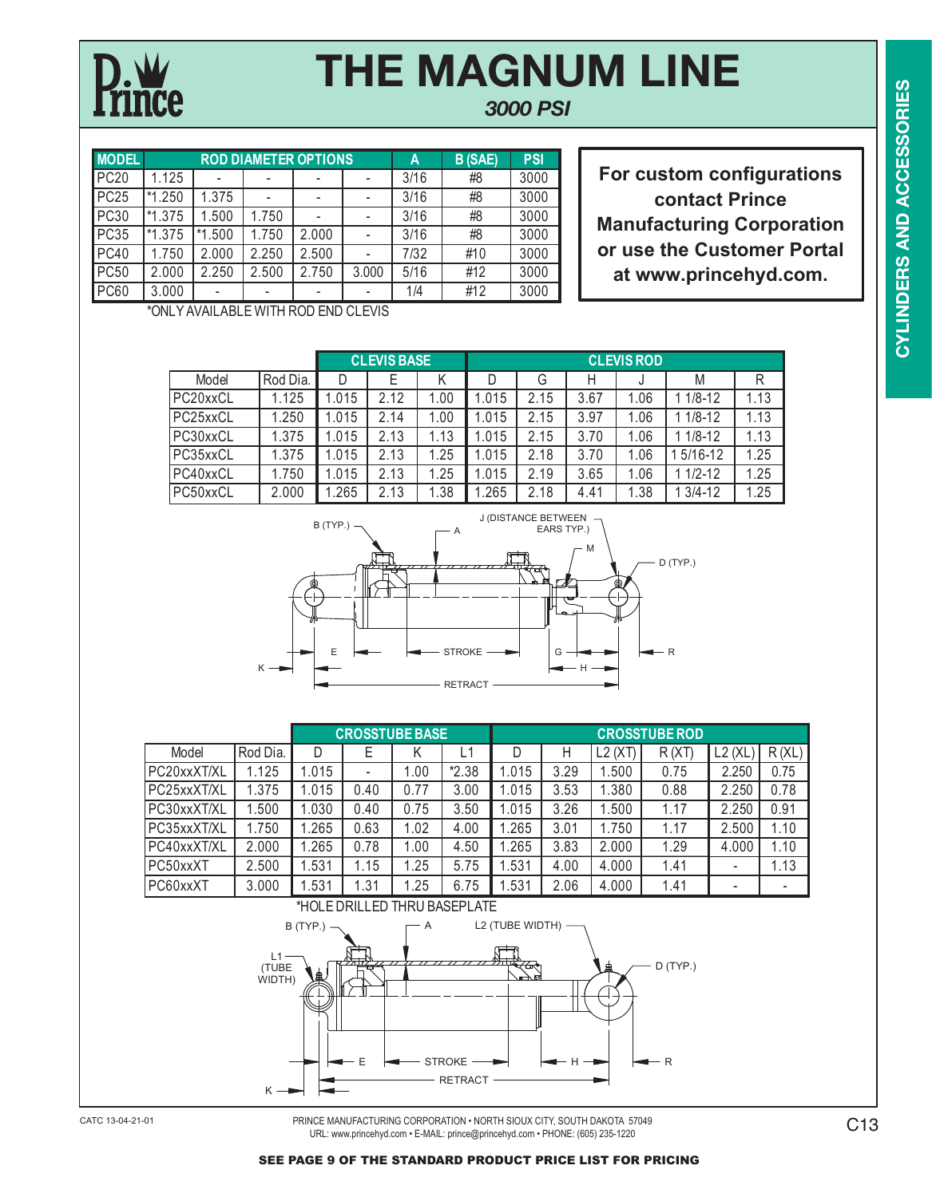# THE MAGNUM LINE

*3000 PSI*

| MODEL | ROD DIAMETER OPTIONS | | | | | A | B (SAE) | PSI |
|---|---|---|---|---|---|---|---|---|
| PC20 | 1.125 | - | - | - | - | 3/16 | #8 | 3000 |
| PC25 | *1.250 | 1.375 | - | - | - | 3/16 | #8 | 3000 |
| PC30 | *1.375 | 1.500 | 1.750 | - | - | 3/16 | #8 | 3000 |
| PC35 | *1.375 | *1.500 | 1.750 | 2.000 | - | 3/16 | #8 | 3000 |
| PC40 | 1.750 | 2.000 | 2.250 | 2.500 | - | 7/32 | #10 | 3000 |
| PC50 | 2.000 | 2.250 | 2.500 | 2.750 | 3.000 | 5/16 | #12 | 3000 |
| PC60 | 3.000 | - | - | - | - | 1/4 | #12 | 3000 |

*ONLY AVAILABLE WITH ROD END CLEVIS

**For custom configurations contact Prince Manufacturing Corporation or use the Customer Portal at www.princehyd.com.**

| | | CLEVIS BASE | | | CLEVIS ROD | | | | | |
|---|---|---|---|---|---|---|---|---|---|---|
| Model | Rod Dia. | D | E | K | D | G | H | J | M | R |
| PC20xxCL | 1.125 | 1.015 | 2.12 | 1.00 | 1.015 | 2.15 | 3.67 | 1.06 | 1 1/8-12 | 1.13 |
| PC25xxCL | 1.250 | 1.015 | 2.14 | 1.00 | 1.015 | 2.15 | 3.97 | 1.06 | 1 1/8-12 | 1.13 |
| PC30xxCL | 1.375 | 1.015 | 2.13 | 1.13 | 1.015 | 2.15 | 3.70 | 1.06 | 1 1/8-12 | 1.13 |
| PC35xxCL | 1.375 | 1.015 | 2.13 | 1.25 | 1.015 | 2.18 | 3.70 | 1.06 | 1 5/16-12 | 1.25 |
| PC40xxCL | 1.750 | 1.015 | 2.13 | 1.25 | 1.015 | 2.19 | 3.65 | 1.06 | 1 1/2-12 | 1.25 |
| PC50xxCL | 2.000 | 1.265 | 2.13 | 1.38 | 1.265 | 2.18 | 4.41 | 1.38 | 1 3/4-12 | 1.25 |

B (TYP.) — A — J (DISTANCE BETWEEN EARS TYP.) — M — D (TYP.) — E — STROKE — G — H — R — K — RETRACT

| | | CROSSTUBE BASE | | | | CROSSTUBE ROD | | | | | |
|---|---|---|---|---|---|---|---|---|---|---|---|
| Model | Rod Dia. | D | E | K | L1 | D | H | L2 (XT) | R (XT) | L2 (XL) | R (XL) |
| PC20xxXT/XL | 1.125 | 1.015 | - | 1.00 | *2.38 | 1.015 | 3.29 | 1.500 | 0.75 | 2.250 | 0.75 |
| PC25xxXT/XL | 1.375 | 1.015 | 0.40 | 0.77 | 3.00 | 1.015 | 3.53 | 1.380 | 0.88 | 2.250 | 0.78 |
| PC30xxXT/XL | 1.500 | 1.030 | 0.40 | 0.75 | 3.50 | 1.015 | 3.26 | 1.500 | 1.17 | 2.250 | 0.91 |
| PC35xxXT/XL | 1.750 | 1.265 | 0.63 | 1.02 | 4.00 | 1.265 | 3.01 | 1.750 | 1.17 | 2.500 | 1.10 |
| PC40xxXT/XL | 2.000 | 1.265 | 0.78 | 1.00 | 4.50 | 1.265 | 3.83 | 2.000 | 1.29 | 4.000 | 1.10 |
| PC50xxXT | 2.500 | 1.531 | 1.15 | 1.25 | 5.75 | 1.531 | 4.00 | 4.000 | 1.41 | - | 1.13 |
| PC60xxXT | 3.000 | 1.531 | 1.31 | 1.25 | 6.75 | 1.531 | 2.06 | 4.000 | 1.41 | - | - |

*HOLE DRILLED THRU BASEPLATE

B (TYP.) — A — L2 (TUBE WIDTH) — L1 (TUBE WIDTH) — D (TYP.) — E — STROKE — H — R — K — RETRACT

CATC 13-04-21-01

PRINCE MANUFACTURING CORPORATION • NORTH SIOUX CITY, SOUTH DAKOTA 57049
URL: www.princehyd.com • E-MAIL: prince@princehyd.com • PHONE: (605) 235-1220

**SEE PAGE 9 OF THE STANDARD PRODUCT PRICE LIST FOR PRICING**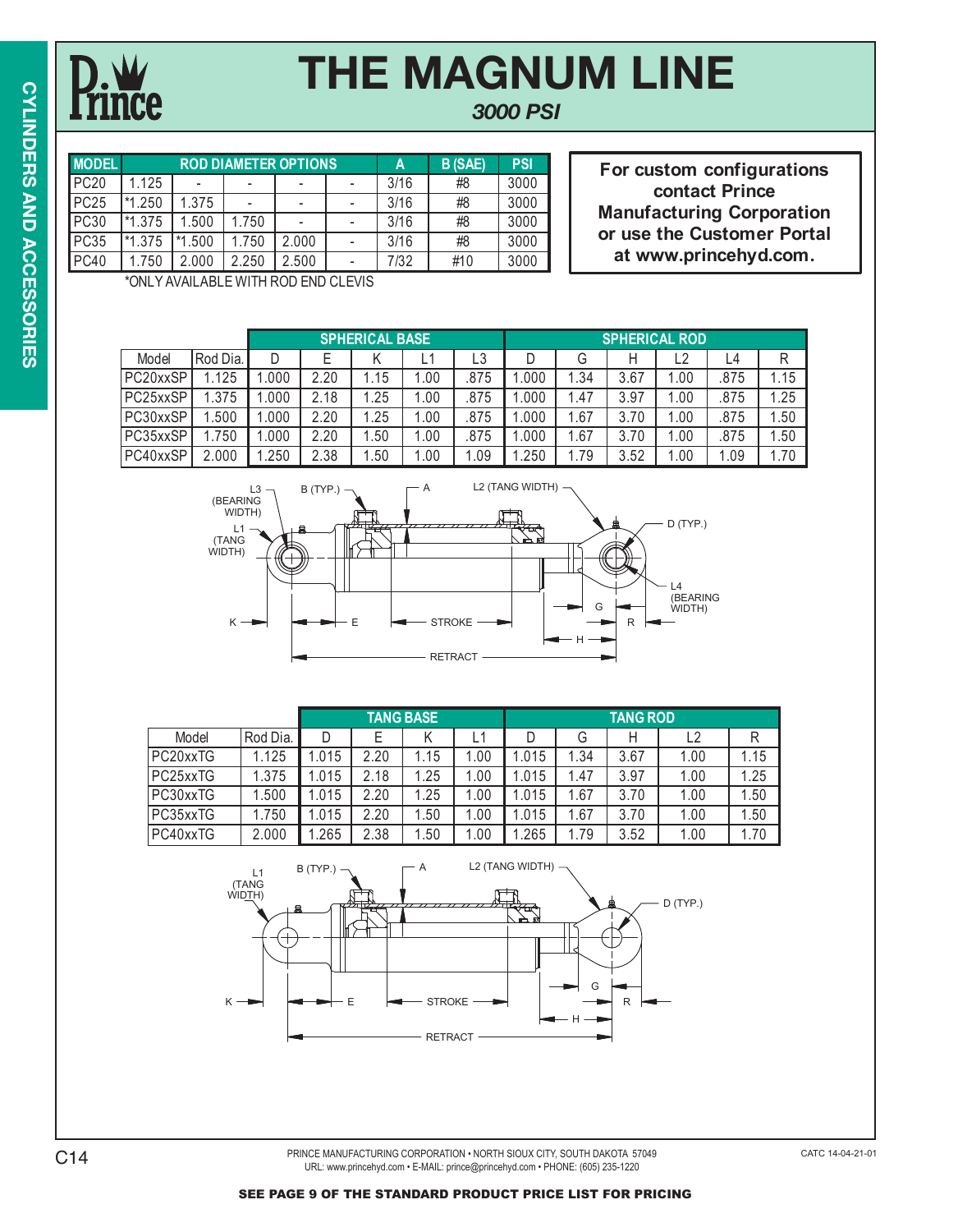# THE MAGNUM LINE

*3000 PSI*

| MODEL | ROD DIAMETER OPTIONS | | | | | A | B (SAE) | PSI |
|---|---|---|---|---|---|---|---|---|
| PC20 | 1.125 | - | - | - | - | 3/16 | #8 | 3000 |
| PC25 | *1.250 | 1.375 | - | - | - | 3/16 | #8 | 3000 |
| PC30 | *1.375 | 1.500 | 1.750 | - | - | 3/16 | #8 | 3000 |
| PC35 | *1.375 | *1.500 | 1.750 | 2.000 | - | 3/16 | #8 | 3000 |
| PC40 | 1.750 | 2.000 | 2.250 | 2.500 | - | 7/32 | #10 | 3000 |

*ONLY AVAILABLE WITH ROD END CLEVIS

**For custom configurations contact Prince Manufacturing Corporation or use the Customer Portal at www.princehyd.com.**

| | | SPHERICAL BASE | | | | | SPHERICAL ROD | | | | | |
|---|---|---|---|---|---|---|---|---|---|---|---|---|
| Model | Rod Dia. | D | E | K | L1 | L3 | D | G | H | L2 | L4 | R |
| PC20xxSP | 1.125 | 1.000 | 2.20 | 1.15 | 1.00 | .875 | 1.000 | 1.34 | 3.67 | 1.00 | .875 | 1.15 |
| PC25xxSP | 1.375 | 1.000 | 2.18 | 1.25 | 1.00 | .875 | 1.000 | 1.47 | 3.97 | 1.00 | .875 | 1.25 |
| PC30xxSP | 1.500 | 1.000 | 2.20 | 1.25 | 1.00 | .875 | 1.000 | 1.67 | 3.70 | 1.00 | .875 | 1.50 |
| PC35xxSP | 1.750 | 1.000 | 2.20 | 1.50 | 1.00 | .875 | 1.000 | 1.67 | 3.70 | 1.00 | .875 | 1.50 |
| PC40xxSP | 2.000 | 1.250 | 2.38 | 1.50 | 1.00 | 1.09 | 1.250 | 1.79 | 3.52 | 1.00 | 1.09 | 1.70 |

L3 (BEARING WIDTH)
L1 (TANG WIDTH)
B (TYP.)
A
L2 (TANG WIDTH)
D (TYP.)
L4 (BEARING WIDTH)
K
E
STROKE
G
R
H
RETRACT

| | | TANG BASE | | | | TANG ROD | | | | |
|---|---|---|---|---|---|---|---|---|---|---|
| Model | Rod Dia. | D | E | K | L1 | D | G | H | L2 | R |
| PC20xxTG | 1.125 | 1.015 | 2.20 | 1.15 | 1.00 | 1.015 | 1.34 | 3.67 | 1.00 | 1.15 |
| PC25xxTG | 1.375 | 1.015 | 2.18 | 1.25 | 1.00 | 1.015 | 1.47 | 3.97 | 1.00 | 1.25 |
| PC30xxTG | 1.500 | 1.015 | 2.20 | 1.25 | 1.00 | 1.015 | 1.67 | 3.70 | 1.00 | 1.50 |
| PC35xxTG | 1.750 | 1.015 | 2.20 | 1.50 | 1.00 | 1.015 | 1.67 | 3.70 | 1.00 | 1.50 |
| PC40xxTG | 2.000 | 1.265 | 2.38 | 1.50 | 1.00 | 1.265 | 1.79 | 3.52 | 1.00 | 1.70 |

L1 (TANG WIDTH)
B (TYP.)
A
L2 (TANG WIDTH)
D (TYP.)
K
E
STROKE
G
R
H
RETRACT

PRINCE MANUFACTURING CORPORATION • NORTH SIOUX CITY, SOUTH DAKOTA 57049
URL: www.princehyd.com • E-MAIL: prince@princehyd.com • PHONE: (605) 235-1220

CATC 14-04-21-01

**SEE PAGE 9 OF THE STANDARD PRODUCT PRICE LIST FOR PRICING**